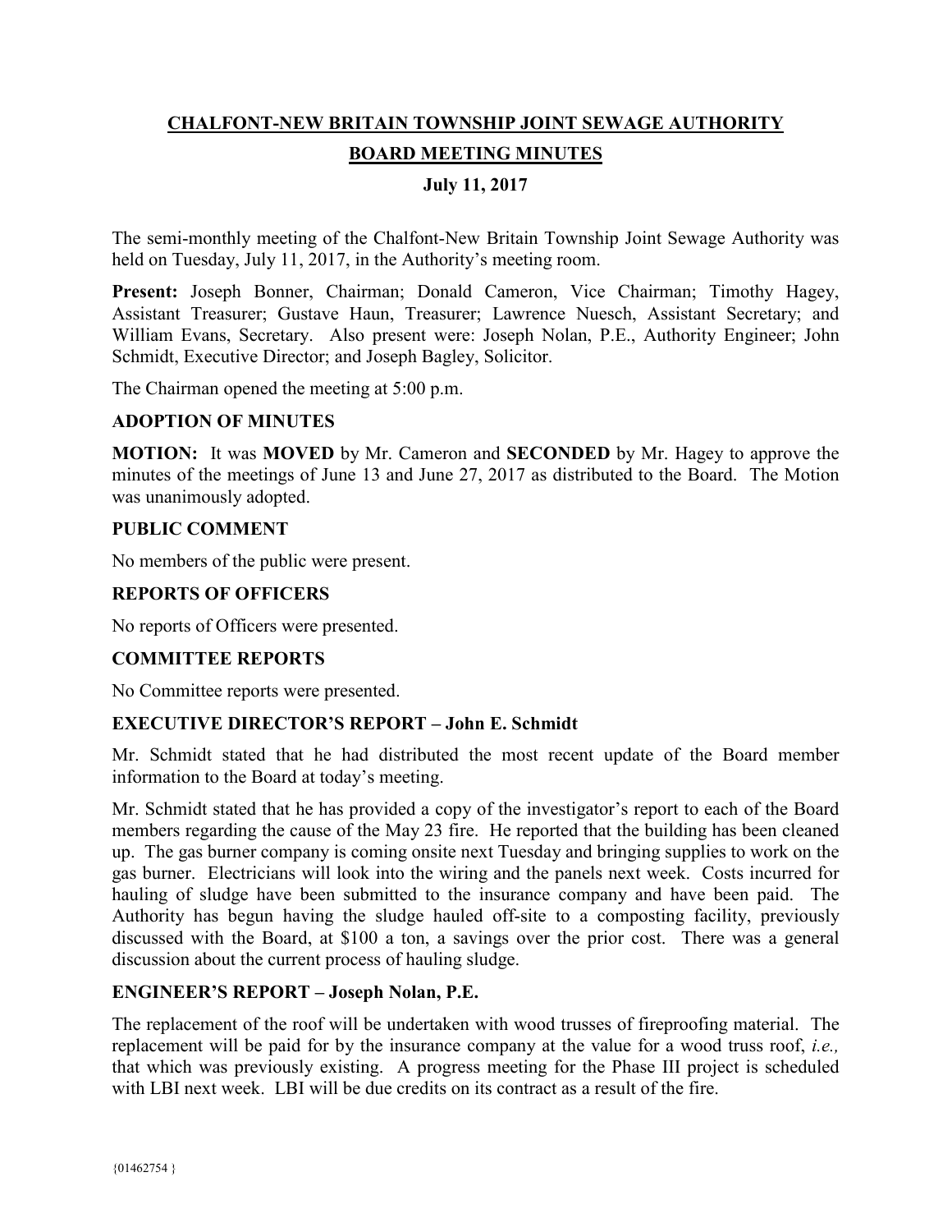# CHALFONT-NEW BRITAIN TOWNSHIP JOINT SEWAGE AUTHORITY

## BOARD MEETING MINUTES

### July 11, 2017

The semi-monthly meeting of the Chalfont-New Britain Township Joint Sewage Authority was held on Tuesday, July 11, 2017, in the Authority's meeting room.

**Present:** Joseph Bonner, Chairman; Donald Cameron, Vice Chairman; Timothy Hagey, Assistant Treasurer; Gustave Haun, Treasurer; Lawrence Nuesch, Assistant Secretary; and William Evans, Secretary. Also present were: Joseph Nolan, P.E., Authority Engineer; John Schmidt, Executive Director; and Joseph Bagley, Solicitor.

The Chairman opened the meeting at 5:00 p.m.

**ADOPTION OF MINUTES**

**MOTION:** It was **MOVED** by Mr. Cameron and **SECONDED** by Mr. Hagey to approve the minutes of the meetings of June 13 and June 27, 2017 as distributed to the Board. The Motion was unanimously adopted.

**PUBLIC COMMENT**

No members of the public were present.

**REPORTS OF OFFICERS**

No reports of Officers were presented.

**COMMITTEE REPORTS**

No Committee reports were presented.

**EXECUTIVE DIRECTOR'S REPORT – John E. Schmidt**

Mr. Schmidt stated that he had distributed the most recent update of the Board member information to the Board at today's meeting.

Mr. Schmidt stated that he has provided a copy of the investigator's report to each of the Board members regarding the cause of the May 23 fire. He reported that the building has been cleaned up. The gas burner company is coming onsite next Tuesday and bringing supplies to work on the gas burner. Electricians will look into the wiring and the panels next week. Costs incurred for hauling of sludge have been submitted to the insurance company and have been paid. The Authority has begun having the sludge hauled off-site to a composting facility, previously discussed with the Board, at $100 a ton, a savings over the prior cost. There was a general discussion about the current process of hauling sludge.

**ENGINEER'S REPORT – Joseph Nolan, P.E.**

The replacement of the roof will be undertaken with wood trusses of fireproofing material. The replacement will be paid for by the insurance company at the value for a wood truss roof, *i.e.,* that which was previously existing. A progress meeting for the Phase III project is scheduled with LBI next week. LBI will be due credits on its contract as a result of the fire.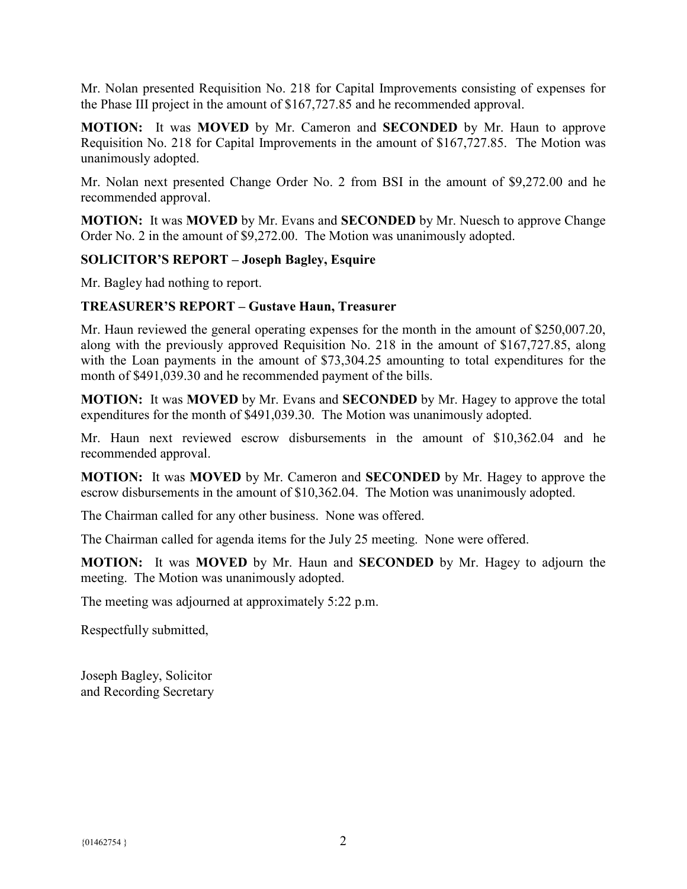Mr. Nolan presented Requisition No. 218 for Capital Improvements consisting of expenses for the Phase III project in the amount of $167,727.85 and he recommended approval.

**MOTION:** It was **MOVED** by Mr. Cameron and **SECONDED** by Mr. Haun to approve Requisition No. 218 for Capital Improvements in the amount of $167,727.85. The Motion was unanimously adopted.

Mr. Nolan next presented Change Order No. 2 from BSI in the amount of $9,272.00 and he recommended approval.

**MOTION:** It was **MOVED** by Mr. Evans and **SECONDED** by Mr. Nuesch to approve Change Order No. 2 in the amount of $9,272.00. The Motion was unanimously adopted.

**SOLICITOR'S REPORT – Joseph Bagley, Esquire**

Mr. Bagley had nothing to report.

**TREASURER'S REPORT – Gustave Haun, Treasurer**

Mr. Haun reviewed the general operating expenses for the month in the amount of $250,007.20, along with the previously approved Requisition No. 218 in the amount of $167,727.85, along with the Loan payments in the amount of $73,304.25 amounting to total expenditures for the month of $491,039.30 and he recommended payment of the bills.

**MOTION:** It was **MOVED** by Mr. Evans and **SECONDED** by Mr. Hagey to approve the total expenditures for the month of $491,039.30. The Motion was unanimously adopted.

Mr. Haun next reviewed escrow disbursements in the amount of $10,362.04 and he recommended approval.

**MOTION:** It was **MOVED** by Mr. Cameron and **SECONDED** by Mr. Hagey to approve the escrow disbursements in the amount of $10,362.04. The Motion was unanimously adopted.

The Chairman called for any other business. None was offered.

The Chairman called for agenda items for the July 25 meeting. None were offered.

**MOTION:** It was **MOVED** by Mr. Haun and **SECONDED** by Mr. Hagey to adjourn the meeting. The Motion was unanimously adopted.

The meeting was adjourned at approximately 5:22 p.m.

Respectfully submitted,

Joseph Bagley, Solicitor
and Recording Secretary

{01462754 }